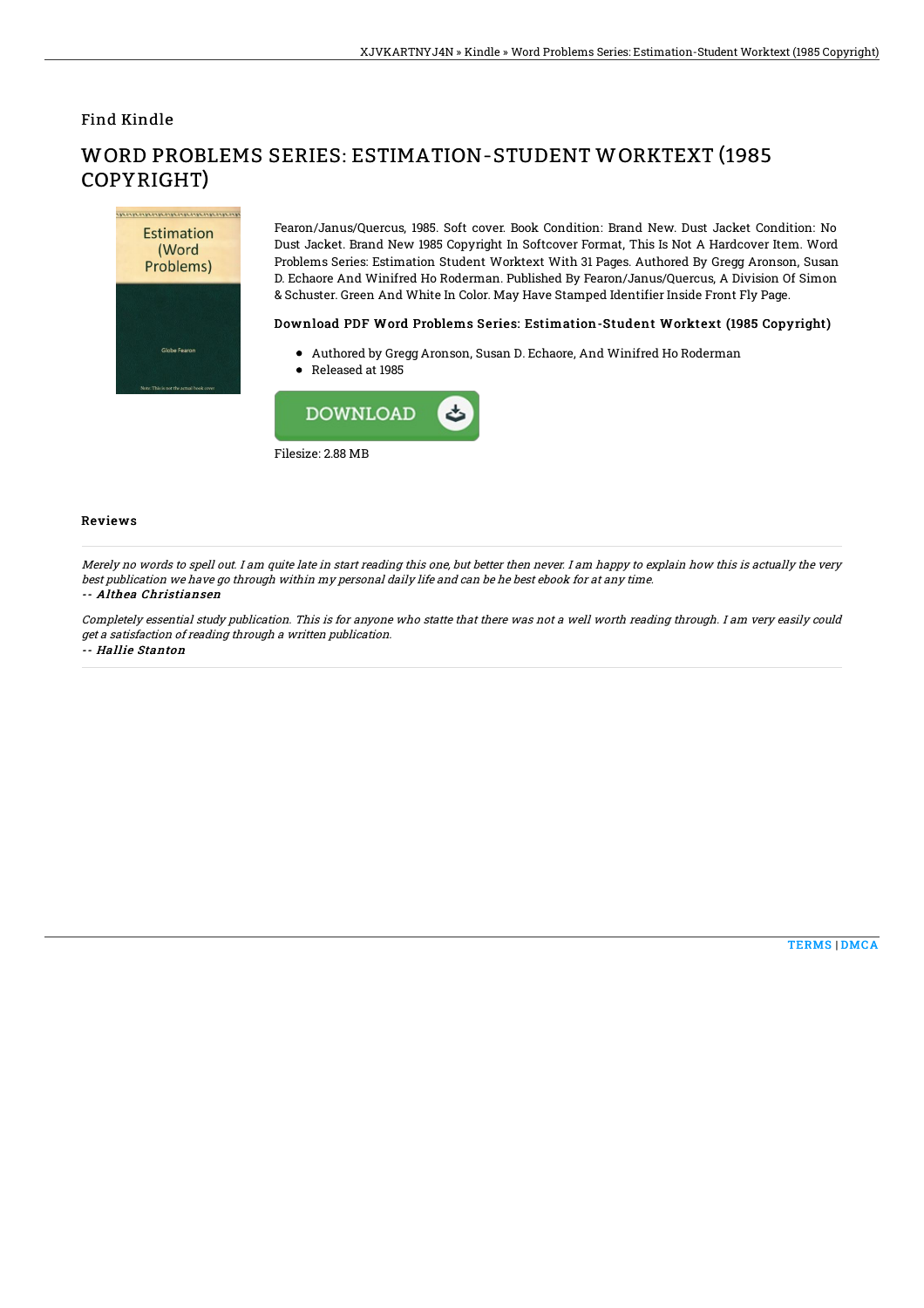Find Kindle

# WORD PROBLEMS SERIES: ESTIMATION-STUDENT WORKTEXT (1985 COPYRIGHT)

Fearon/Janus/Quercus, 1985. Soft cover. Book Condition: Brand New. Dust Jacket Condition: No Dust Jacket. Brand New 1985 Copyright In Softcover Format, This Is Not A Hardcover Item. Word Problems Series: Estimation Student Worktext With 31 Pages. Authored By Gregg Aronson, Susan D. Echaore And Winifred Ho Roderman. Published By Fearon/Janus/Quercus, A Division Of Simon & Schuster. Green And White In Color. May Have Stamped Identifier Inside Front Fly Page.

### Download PDF Word Problems Series: Estimation-Student Worktext (1985 Copyright)

- Authored by Gregg Aronson, Susan D. Echaore, And Winifred Ho Roderman
- Released at 1985

DOWNLOAD

Filesize: 2.88 MB

## Reviews

*Merely no words to spell out. I am quite late in start reading this one, but better then never. I am happy to explain how this is actually the very best publication we have go through within my personal daily life and can be he best ebook for at any time.*

*-- Althea Christiansen*

*Completely essential study publication. This is for anyone who statte that there was not a well worth reading through. I am very easily could get a satisfaction of reading through a written publication.*

*-- Hallie Stanton*

TERMS | DMCA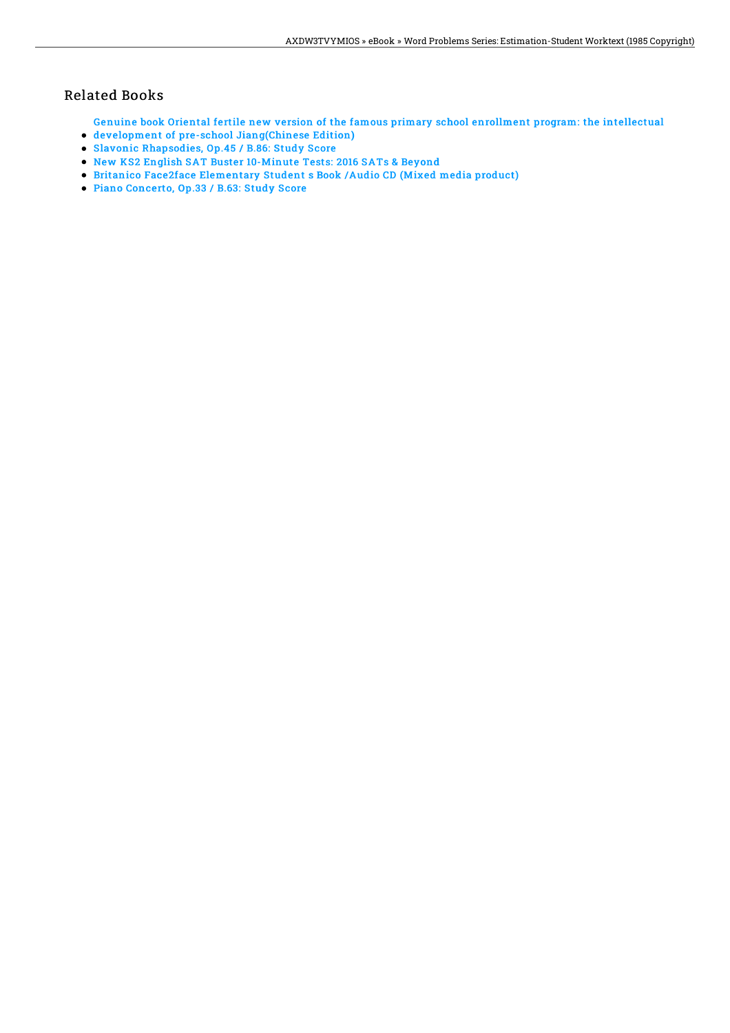## Related Books

- Genuine book Oriental fertile new version of the famous primary school enrollment program: the intellectual development of pre-school Jiang(Chinese Edition)
- Slavonic Rhapsodies, Op.45 / B.86: Study Score
- New KS2 English SAT Buster 10-Minute Tests: 2016 SATs & Beyond
- Britanico Face2face Elementary Student s Book /Audio CD (Mixed media product)
- Piano Concerto, Op.33 / B.63: Study Score